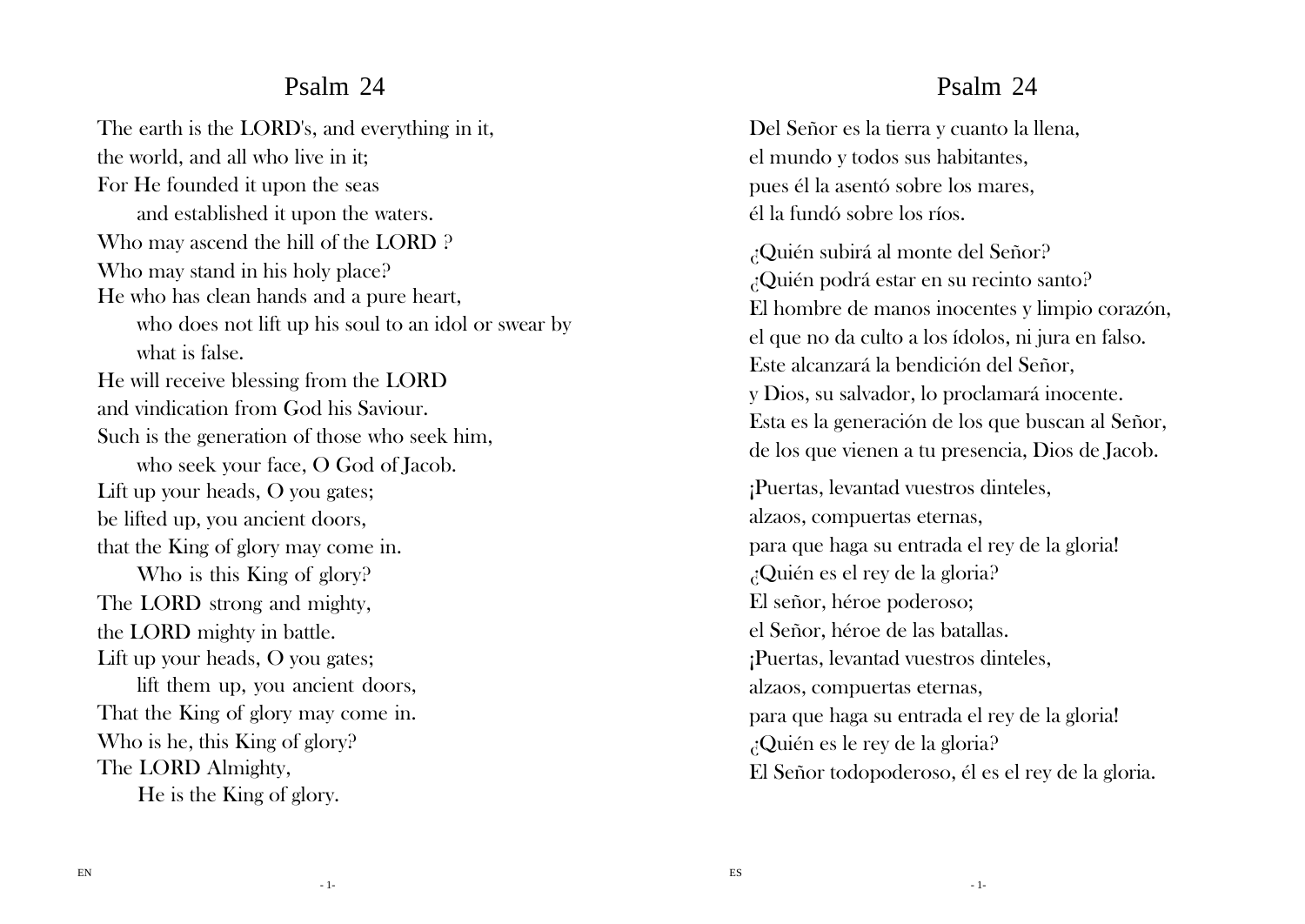# Psalm 24

The earth is the LORD's, and everything in it,
the world, and all who live in it;
For He founded it upon the seas
and established it upon the waters.
Who may ascend the hill of the LORD ?
Who may stand in his holy place?
He who has clean hands and a pure heart,
who does not lift up his soul to an idol or swear by what is false.
He will receive blessing from the LORD
and vindication from God his Saviour.
Such is the generation of those who seek him,
who seek your face, O God of Jacob.
Lift up your heads, O you gates;
be lifted up, you ancient doors,
that the King of glory may come in.
Who is this King of glory?
The LORD strong and mighty,
the LORD mighty in battle.
Lift up your heads, O you gates;
lift them up, you ancient doors,
That the King of glory may come in.
Who is he, this King of glory?
The LORD Almighty,
He is the King of glory.

# Psalm 24

Del Señor es la tierra y cuanto la llena,
el mundo y todos sus habitantes,
pues él la asentó sobre los mares,
él la fundó sobre los ríos.

¿Quién subirá al monte del Señor?
¿Quién podrá estar en su recinto santo?
El hombre de manos inocentes y limpio corazón,
el que no da culto a los ídolos, ni jura en falso.
Este alcanzará la bendición del Señor,
y Dios, su salvador, lo proclamará inocente.
Esta es la generación de los que buscan al Señor,
de los que vienen a tu presencia, Dios de Jacob.

¡Puertas, levantad vuestros dinteles,
alzaos, compuertas eternas,
para que haga su entrada el rey de la gloria!
¿Quién es el rey de la gloria?
El señor, héroe poderoso;
el Señor, héroe de las batallas.
¡Puertas, levantad vuestros dinteles,
alzaos, compuertas eternas,
para que haga su entrada el rey de la gloria!
¿Quién es le rey de la gloria?
El Señor todopoderoso, él es el rey de la gloria.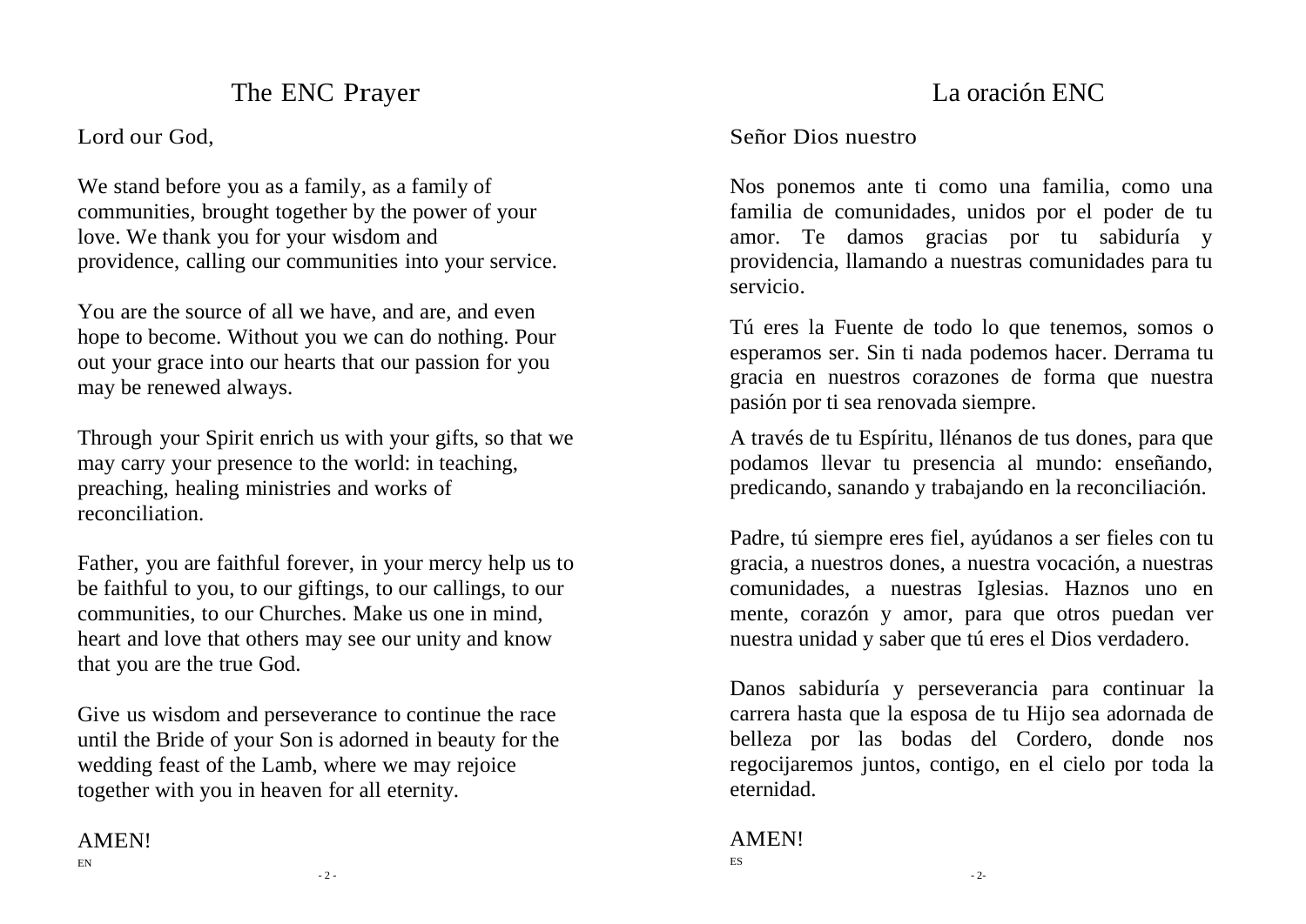# The ENC Prayer

Lord our God,

We stand before you as a family, as a family of communities, brought together by the power of your love. We thank you for your wisdom and providence, calling our communities into your service.

You are the source of all we have, and are, and even hope to become. Without you we can do nothing. Pour out your grace into our hearts that our passion for you may be renewed always.

Through your Spirit enrich us with your gifts, so that we may carry your presence to the world: in teaching, preaching, healing ministries and works of reconciliation.

Father, you are faithful forever, in your mercy help us to be faithful to you, to our giftings, to our callings, to our communities, to our Churches. Make us one in mind, heart and love that others may see our unity and know that you are the true God.

Give us wisdom and perseverance to continue the race until the Bride of your Son is adorned in beauty for the wedding feast of the Lamb, where we may rejoice together with you in heaven for all eternity.

AMEN!

EN

# La oración ENC

Señor Dios nuestro

Nos ponemos ante ti como una familia, como una familia de comunidades, unidos por el poder de tu amor. Te damos gracias por tu sabiduría y providencia, llamando a nuestras comunidades para tu servicio.

Tú eres la Fuente de todo lo que tenemos, somos o esperamos ser. Sin ti nada podemos hacer. Derrama tu gracia en nuestros corazones de forma que nuestra pasión por ti sea renovada siempre.

A través de tu Espíritu, llénanos de tus dones, para que podamos llevar tu presencia al mundo: enseñando, predicando, sanando y trabajando en la reconciliación.

Padre, tú siempre eres fiel, ayúdanos a ser fieles con tu gracia, a nuestros dones, a nuestra vocación, a nuestras comunidades, a nuestras Iglesias. Haznos uno en mente, corazón y amor, para que otros puedan ver nuestra unidad y saber que tú eres el Dios verdadero.

Danos sabiduría y perseverancia para continuar la carrera hasta que la esposa de tu Hijo sea adornada de belleza por las bodas del Cordero, donde nos regocijaremos juntos, contigo, en el cielo por toda la eternidad.

AMEN!

ES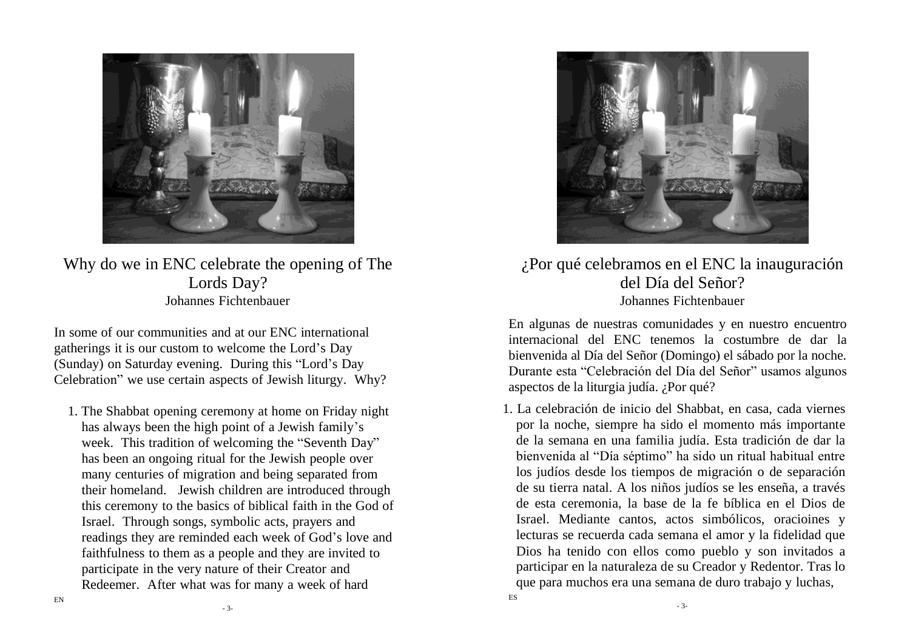# Why do we in ENC celebrate the opening of The Lords Day?

Johannes Fichtenbauer

In some of our communities and at our ENC international gatherings it is our custom to welcome the Lord's Day (Sunday) on Saturday evening. During this "Lord's Day Celebration" we use certain aspects of Jewish liturgy. Why?

1. The Shabbat opening ceremony at home on Friday night has always been the high point of a Jewish family's week. This tradition of welcoming the "Seventh Day" has been an ongoing ritual for the Jewish people over many centuries of migration and being separated from their homeland. Jewish children are introduced through this ceremony to the basics of biblical faith in the God of Israel. Through songs, symbolic acts, prayers and readings they are reminded each week of God's love and faithfulness to them as a people and they are invited to participate in the very nature of their Creator and Redeemer. After what was for many a week of hard

EN

# ¿Por qué celebramos en el ENC la inauguración del Día del Señor?

Johannes Fichtenbauer

En algunas de nuestras comunidades y en nuestro encuentro internacional del ENC tenemos la costumbre de dar la bienvenida al Día del Señor (Domingo) el sábado por la noche. Durante esta "Celebración del Día del Señor" usamos algunos aspectos de la liturgia judía. ¿Por qué?

1. La celebración de inicio del Shabbat, en casa, cada viernes por la noche, siempre ha sido el momento más importante de la semana en una familia judía. Esta tradición de dar la bienvenida al "Día séptimo" ha sido un ritual habitual entre los judíos desde los tiempos de migración o de separación de su tierra natal. A los niños judíos se les enseña, a través de esta ceremonia, la base de la fe bíblica en el Dios de Israel. Mediante cantos, actos simbólicos, oracioines y lecturas se recuerda cada semana el amor y la fidelidad que Dios ha tenido con ellos como pueblo y son invitados a participar en la naturaleza de su Creador y Redentor. Tras lo que para muchos era una semana de duro trabajo y luchas,

ES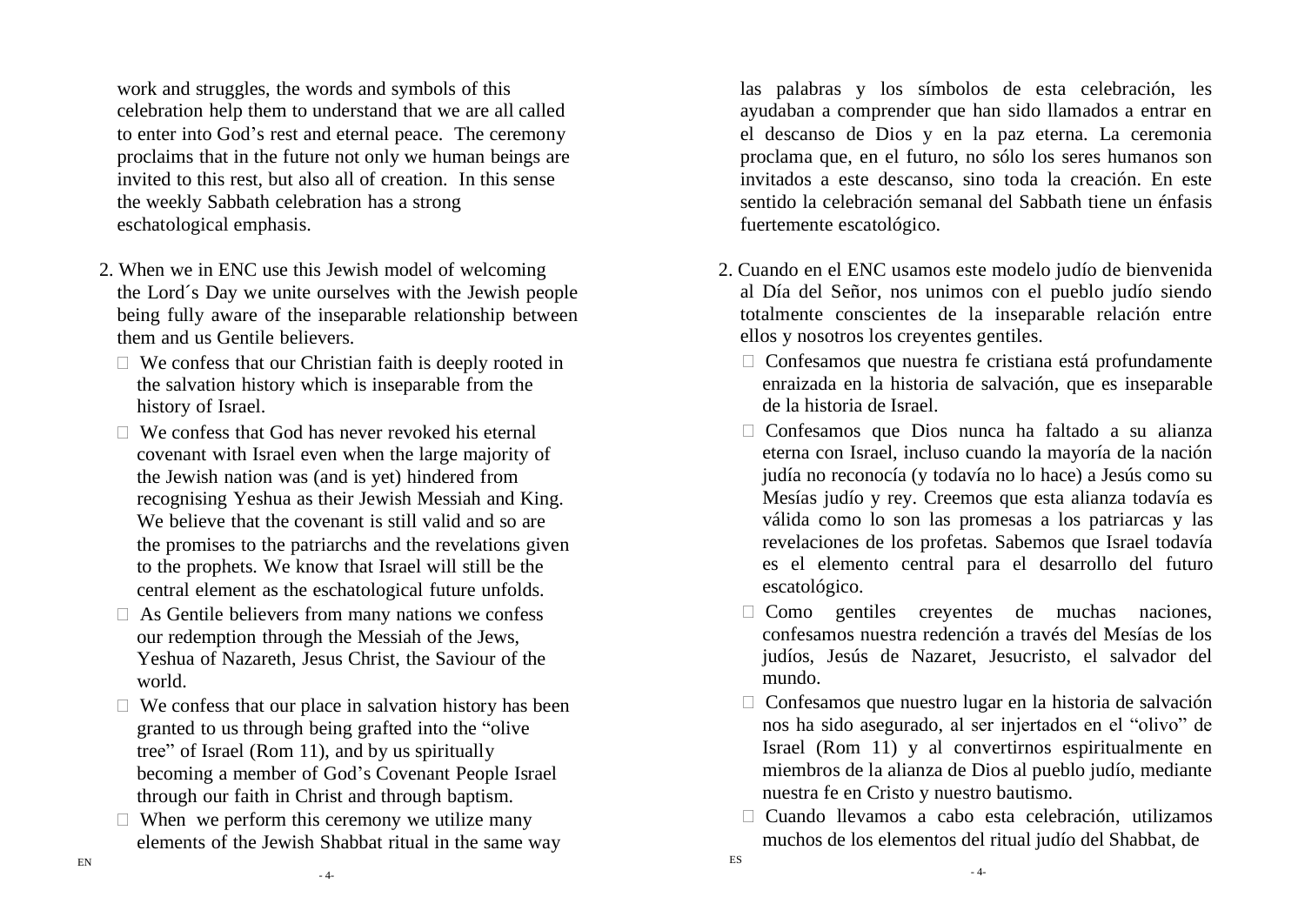work and struggles, the words and symbols of this celebration help them to understand that we are all called to enter into God's rest and eternal peace. The ceremony proclaims that in the future not only we human beings are invited to this rest, but also all of creation. In this sense the weekly Sabbath celebration has a strong eschatological emphasis.

2. When we in ENC use this Jewish model of welcoming the Lord´s Day we unite ourselves with the Jewish people being fully aware of the inseparable relationship between them and us Gentile believers.
   - We confess that our Christian faith is deeply rooted in the salvation history which is inseparable from the history of Israel.
   - We confess that God has never revoked his eternal covenant with Israel even when the large majority of the Jewish nation was (and is yet) hindered from recognising Yeshua as their Jewish Messiah and King. We believe that the covenant is still valid and so are the promises to the patriarchs and the revelations given to the prophets. We know that Israel will still be the central element as the eschatological future unfolds.
   - As Gentile believers from many nations we confess our redemption through the Messiah of the Jews, Yeshua of Nazareth, Jesus Christ, the Saviour of the world.
   - We confess that our place in salvation history has been granted to us through being grafted into the "olive tree" of Israel (Rom 11), and by us spiritually becoming a member of God's Covenant People Israel through our faith in Christ and through baptism.
   - When we perform this ceremony we utilize many elements of the Jewish Shabbat ritual in the same way

las palabras y los símbolos de esta celebración, les ayudaban a comprender que han sido llamados a entrar en el descanso de Dios y en la paz eterna. La ceremonia proclama que, en el futuro, no sólo los seres humanos son invitados a este descanso, sino toda la creación. En este sentido la celebración semanal del Sabbath tiene un énfasis fuertemente escatológico.

2. Cuando en el ENC usamos este modelo judío de bienvenida al Día del Señor, nos unimos con el pueblo judío siendo totalmente conscientes de la inseparable relación entre ellos y nosotros los creyentes gentiles.
   - Confesamos que nuestra fe cristiana está profundamente enraizada en la historia de salvación, que es inseparable de la historia de Israel.
   - Confesamos que Dios nunca ha faltado a su alianza eterna con Israel, incluso cuando la mayoría de la nación judía no reconocía (y todavía no lo hace) a Jesús como su Mesías judío y rey. Creemos que esta alianza todavía es válida como lo son las promesas a los patriarcas y las revelaciones de los profetas. Sabemos que Israel todavía es el elemento central para el desarrollo del futuro escatológico.
   - Como gentiles creyentes de muchas naciones, confesamos nuestra redención a través del Mesías de los judíos, Jesús de Nazaret, Jesucristo, el salvador del mundo.
   - Confesamos que nuestro lugar en la historia de salvación nos ha sido asegurado, al ser injertados en el "olivo" de Israel (Rom 11) y al convertirnos espiritualmente en miembros de la alianza de Dios al pueblo judío, mediante nuestra fe en Cristo y nuestro bautismo.
   - Cuando llevamos a cabo esta celebración, utilizamos muchos de los elementos del ritual judío del Shabbat, de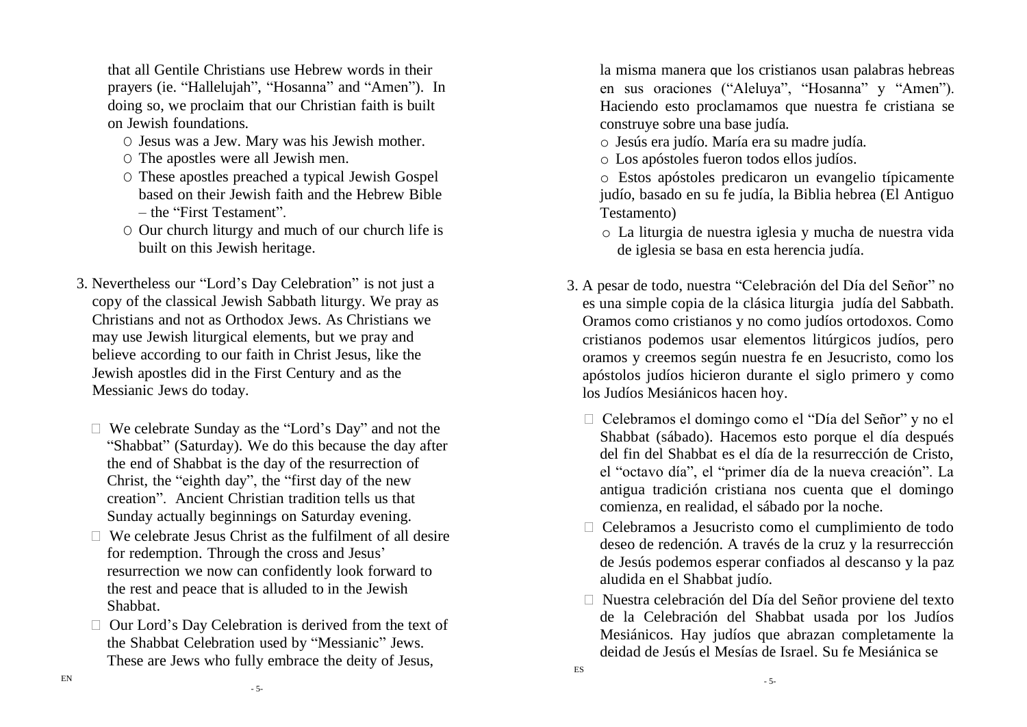that all Gentile Christians use Hebrew words in their prayers (ie. "Hallelujah", "Hosanna" and "Amen"). In doing so, we proclaim that our Christian faith is built on Jewish foundations.

- Jesus was a Jew. Mary was his Jewish mother.
- The apostles were all Jewish men.
- These apostles preached a typical Jewish Gospel based on their Jewish faith and the Hebrew Bible – the "First Testament".
- Our church liturgy and much of our church life is built on this Jewish heritage.

3. Nevertheless our "Lord's Day Celebration" is not just a copy of the classical Jewish Sabbath liturgy. We pray as Christians and not as Orthodox Jews. As Christians we may use Jewish liturgical elements, but we pray and believe according to our faith in Christ Jesus, like the Jewish apostles did in the First Century and as the Messianic Jews do today.

   - We celebrate Sunday as the "Lord's Day" and not the "Shabbat" (Saturday). We do this because the day after the end of Shabbat is the day of the resurrection of Christ, the "eighth day", the "first day of the new creation". Ancient Christian tradition tells us that Sunday actually beginnings on Saturday evening.
   - We celebrate Jesus Christ as the fulfilment of all desire for redemption. Through the cross and Jesus' resurrection we now can confidently look forward to the rest and peace that is alluded to in the Jewish Shabbat.
   - Our Lord's Day Celebration is derived from the text of the Shabbat Celebration used by "Messianic" Jews. These are Jews who fully embrace the deity of Jesus,

la misma manera que los cristianos usan palabras hebreas en sus oraciones ("Aleluya", "Hosanna" y "Amen"). Haciendo esto proclamamos que nuestra fe cristiana se construye sobre una base judía.

- Jesús era judío. María era su madre judía.
- Los apóstoles fueron todos ellos judíos.
- Estos apóstoles predicaron un evangelio típicamente judío, basado en su fe judía, la Biblia hebrea (El Antiguo Testamento)
- La liturgia de nuestra iglesia y mucha de nuestra vida de iglesia se basa en esta herencia judía.

3. A pesar de todo, nuestra "Celebración del Día del Señor" no es una simple copia de la clásica liturgia judía del Sabbath. Oramos como cristianos y no como judíos ortodoxos. Como cristianos podemos usar elementos litúrgicos judíos, pero oramos y creemos según nuestra fe en Jesucristo, como los apóstolos judíos hicieron durante el siglo primero y como los Judíos Mesiánicos hacen hoy.

   - Celebramos el domingo como el "Día del Señor" y no el Shabbat (sábado). Hacemos esto porque el día después del fin del Shabbat es el día de la resurrección de Cristo, el "octavo día", el "primer día de la nueva creación". La antigua tradición cristiana nos cuenta que el domingo comienza, en realidad, el sábado por la noche.
   - Celebramos a Jesucristo como el cumplimiento de todo deseo de redención. A través de la cruz y la resurrección de Jesús podemos esperar confiados al descanso y la paz aludida en el Shabbat judío.
   - Nuestra celebración del Día del Señor proviene del texto de la Celebración del Shabbat usada por los Judíos Mesiánicos. Hay judíos que abrazan completamente la deidad de Jesús el Mesías de Israel. Su fe Mesiánica se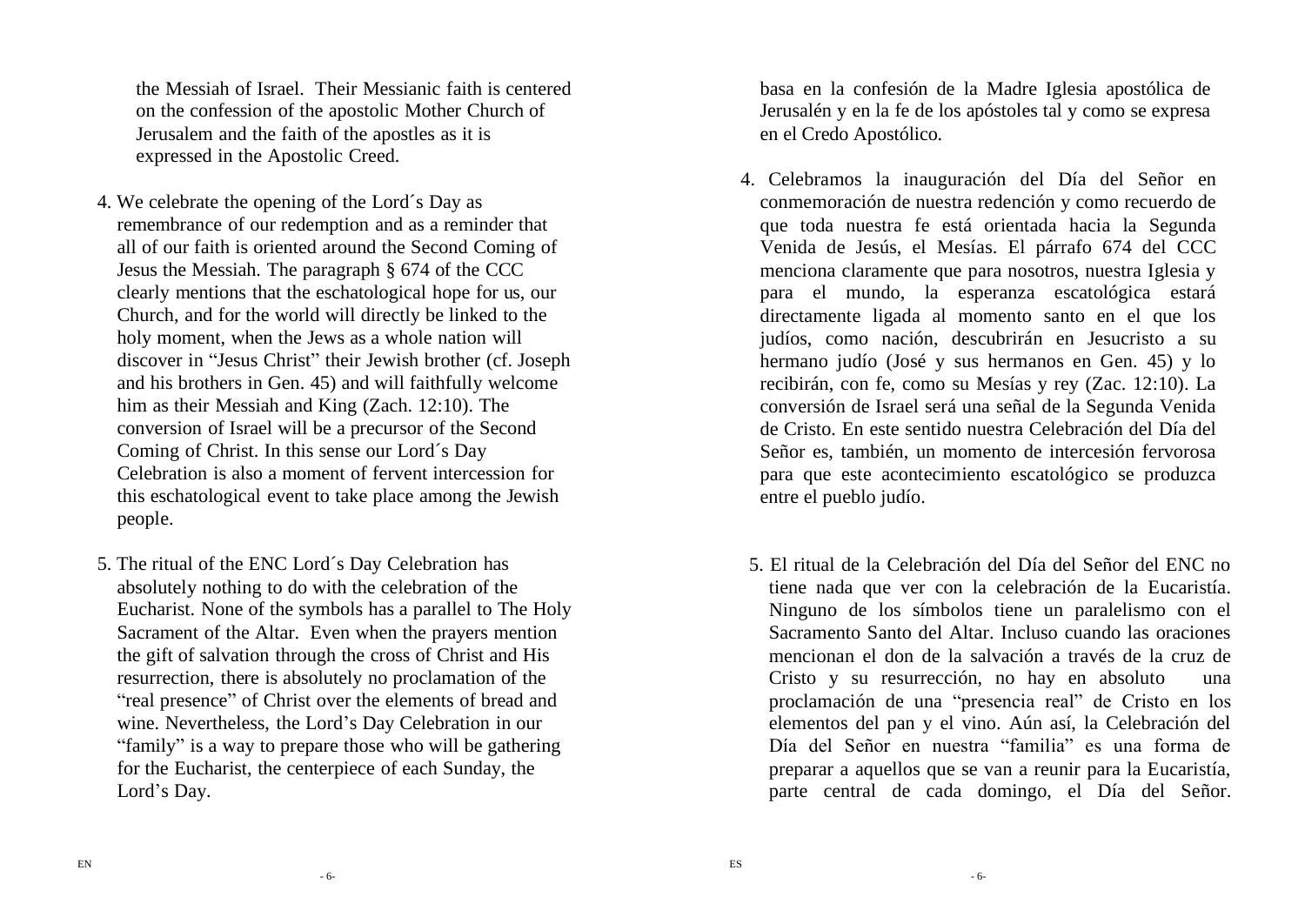the Messiah of Israel. Their Messianic faith is centered on the confession of the apostolic Mother Church of Jerusalem and the faith of the apostles as it is expressed in the Apostolic Creed.

4. We celebrate the opening of the Lord´s Day as remembrance of our redemption and as a reminder that all of our faith is oriented around the Second Coming of Jesus the Messiah. The paragraph § 674 of the CCC clearly mentions that the eschatological hope for us, our Church, and for the world will directly be linked to the holy moment, when the Jews as a whole nation will discover in "Jesus Christ" their Jewish brother (cf. Joseph and his brothers in Gen. 45) and will faithfully welcome him as their Messiah and King (Zach. 12:10). The conversion of Israel will be a precursor of the Second Coming of Christ. In this sense our Lord´s Day Celebration is also a moment of fervent intercession for this eschatological event to take place among the Jewish people.

5. The ritual of the ENC Lord´s Day Celebration has absolutely nothing to do with the celebration of the Eucharist. None of the symbols has a parallel to The Holy Sacrament of the Altar. Even when the prayers mention the gift of salvation through the cross of Christ and His resurrection, there is absolutely no proclamation of the "real presence" of Christ over the elements of bread and wine. Nevertheless, the Lord's Day Celebration in our "family" is a way to prepare those who will be gathering for the Eucharist, the centerpiece of each Sunday, the Lord's Day.

basa en la confesión de la Madre Iglesia apostólica de Jerusalén y en la fe de los apóstoles tal y como se expresa en el Credo Apostólico.

4. Celebramos la inauguración del Día del Señor en conmemoración de nuestra redención y como recuerdo de que toda nuestra fe está orientada hacia la Segunda Venida de Jesús, el Mesías. El párrafo 674 del CCC menciona claramente que para nosotros, nuestra Iglesia y para el mundo, la esperanza escatológica estará directamente ligada al momento santo en el que los judíos, como nación, descubrirán en Jesucristo a su hermano judío (José y sus hermanos en Gen. 45) y lo recibirán, con fe, como su Mesías y rey (Zac. 12:10). La conversión de Israel será una señal de la Segunda Venida de Cristo. En este sentido nuestra Celebración del Día del Señor es, también, un momento de intercesión fervorosa para que este acontecimiento escatológico se produzca entre el pueblo judío.

5. El ritual de la Celebración del Día del Señor del ENC no tiene nada que ver con la celebración de la Eucaristía. Ninguno de los símbolos tiene un paralelismo con el Sacramento Santo del Altar. Incluso cuando las oraciones mencionan el don de la salvación a través de la cruz de Cristo y su resurrección, no hay en absoluto una proclamación de una "presencia real" de Cristo en los elementos del pan y el vino. Aún así, la Celebración del Día del Señor en nuestra "familia" es una forma de preparar a aquellos que se van a reunir para la Eucaristía, parte central de cada domingo, el Día del Señor.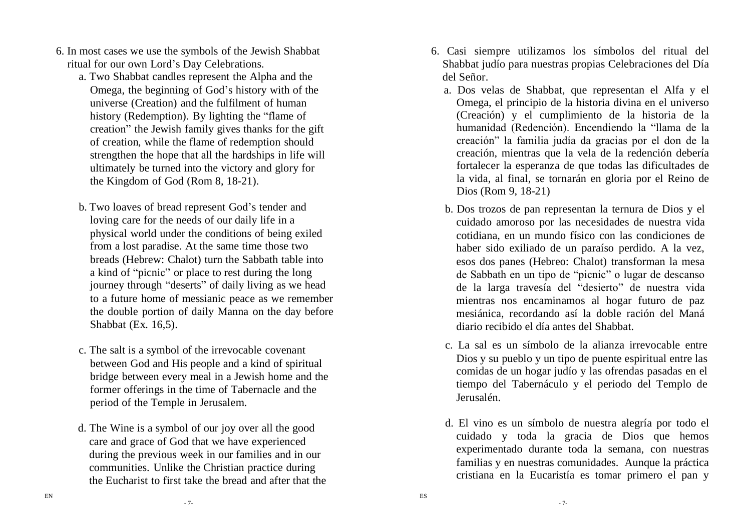6. In most cases we use the symbols of the Jewish Shabbat ritual for our own Lord's Day Celebrations.
   a. Two Shabbat candles represent the Alpha and the Omega, the beginning of God's history with of the universe (Creation) and the fulfilment of human history (Redemption). By lighting the "flame of creation" the Jewish family gives thanks for the gift of creation, while the flame of redemption should strengthen the hope that all the hardships in life will ultimately be turned into the victory and glory for the Kingdom of God (Rom 8, 18-21).

   b. Two loaves of bread represent God's tender and loving care for the needs of our daily life in a physical world under the conditions of being exiled from a lost paradise. At the same time those two breads (Hebrew: Chalot) turn the Sabbath table into a kind of "picnic" or place to rest during the long journey through "deserts" of daily living as we head to a future home of messianic peace as we remember the double portion of daily Manna on the day before Shabbat (Ex. 16,5).

   c. The salt is a symbol of the irrevocable covenant between God and His people and a kind of spiritual bridge between every meal in a Jewish home and the former offerings in the time of Tabernacle and the period of the Temple in Jerusalem.

   d. The Wine is a symbol of our joy over all the good care and grace of God that we have experienced during the previous week in our families and in our communities. Unlike the Christian practice during the Eucharist to first take the bread and after that the

6. Casi siempre utilizamos los símbolos del ritual del Shabbat judío para nuestras propias Celebraciones del Día del Señor.
   a. Dos velas de Shabbat, que representan el Alfa y el Omega, el principio de la historia divina en el universo (Creación) y el cumplimiento de la historia de la humanidad (Redención). Encendiendo la "llama de la creación" la familia judía da gracias por el don de la creación, mientras que la vela de la redención debería fortalecer la esperanza de que todas las dificultades de la vida, al final, se tornarán en gloria por el Reino de Dios (Rom 9, 18-21)

   b. Dos trozos de pan representan la ternura de Dios y el cuidado amoroso por las necesidades de nuestra vida cotidiana, en un mundo físico con las condiciones de haber sido exiliado de un paraíso perdido. A la vez, esos dos panes (Hebreo: Chalot) transforman la mesa de Sabbath en un tipo de "picnic" o lugar de descanso de la larga travesía del "desierto" de nuestra vida mientras nos encaminamos al hogar futuro de paz mesiánica, recordando así la doble ración del Maná diario recibido el día antes del Shabbat.

   c. La sal es un símbolo de la alianza irrevocable entre Dios y su pueblo y un tipo de puente espiritual entre las comidas de un hogar judío y las ofrendas pasadas en el tiempo del Tabernáculo y el periodo del Templo de Jerusalén.

   d. El vino es un símbolo de nuestra alegría por todo el cuidado y toda la gracia de Dios que hemos experimentado durante toda la semana, con nuestras familias y en nuestras comunidades. Aunque la práctica cristiana en la Eucaristía es tomar primero el pan y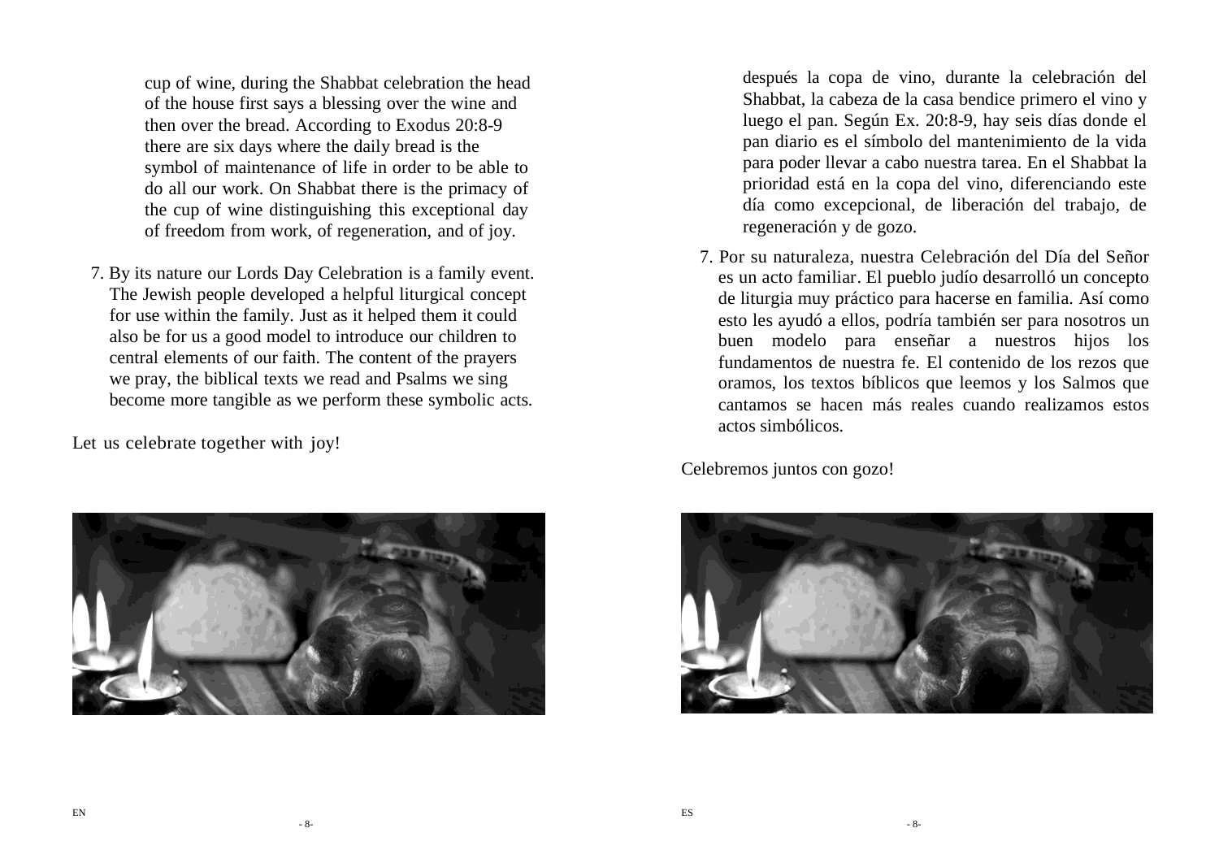cup of wine, during the Shabbat celebration the head of the house first says a blessing over the wine and then over the bread. According to Exodus 20:8-9 there are six days where the daily bread is the symbol of maintenance of life in order to be able to do all our work. On Shabbat there is the primacy of the cup of wine distinguishing this exceptional day of freedom from work, of regeneration, and of joy.

7. By its nature our Lords Day Celebration is a family event. The Jewish people developed a helpful liturgical concept for use within the family. Just as it helped them it could also be for us a good model to introduce our children to central elements of our faith. The content of the prayers we pray, the biblical texts we read and Psalms we sing become more tangible as we perform these symbolic acts.

Let us celebrate together with joy!

después la copa de vino, durante la celebración del Shabbat, la cabeza de la casa bendice primero el vino y luego el pan. Según Ex. 20:8-9, hay seis días donde el pan diario es el símbolo del mantenimiento de la vida para poder llevar a cabo nuestra tarea. En el Shabbat la prioridad está en la copa del vino, diferenciando este día como excepcional, de liberación del trabajo, de regeneración y de gozo.

7. Por su naturaleza, nuestra Celebración del Día del Señor es un acto familiar. El pueblo judío desarrolló un concepto de liturgia muy práctico para hacerse en familia. Así como esto les ayudó a ellos, podría también ser para nosotros un buen modelo para enseñar a nuestros hijos los fundamentos de nuestra fe. El contenido de los rezos que oramos, los textos bíblicos que leemos y los Salmos que cantamos se hacen más reales cuando realizamos estos actos simbólicos.

Celebremos juntos con gozo!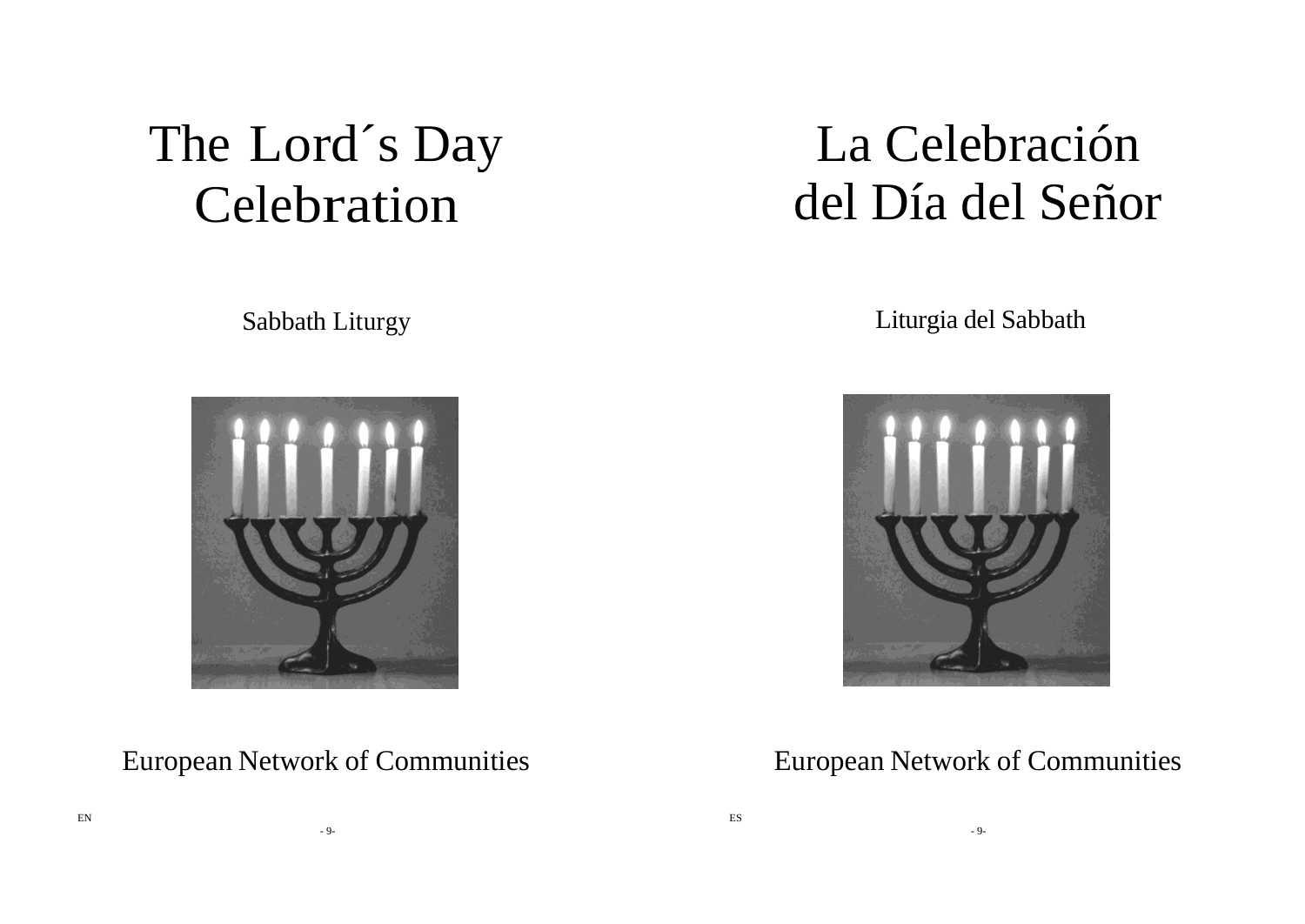# The Lord´s Day Celebration

Sabbath Liturgy

European Network of Communities

EN

# La Celebración del Día del Señor

Liturgia del Sabbath

European Network of Communities

ES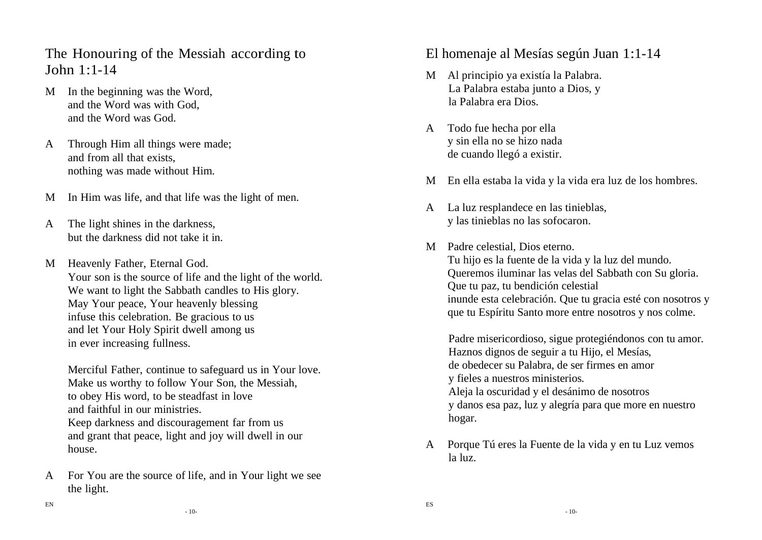## The Honouring of the Messiah according to John 1:1-14

M In the beginning was the Word,
and the Word was with God,
and the Word was God.

A Through Him all things were made;
and from all that exists,
nothing was made without Him.

M In Him was life, and that life was the light of men.

A The light shines in the darkness,
but the darkness did not take it in.

M Heavenly Father, Eternal God.
Your son is the source of life and the light of the world.
We want to light the Sabbath candles to His glory.
May Your peace, Your heavenly blessing
infuse this celebration. Be gracious to us
and let Your Holy Spirit dwell among us
in ever increasing fullness.

Merciful Father, continue to safeguard us in Your love.
Make us worthy to follow Your Son, the Messiah,
to obey His word, to be steadfast in love
and faithful in our ministries.
Keep darkness and discouragement far from us
and grant that peace, light and joy will dwell in our house.

A For You are the source of life, and in Your light we see the light.

## El homenaje al Mesías según Juan 1:1-14

M Al principio ya existía la Palabra.
La Palabra estaba junto a Dios, y
la Palabra era Dios.

A Todo fue hecha por ella
y sin ella no se hizo nada
de cuando llegó a existir.

M En ella estaba la vida y la vida era luz de los hombres.

A La luz resplandece en las tinieblas,
y las tinieblas no las sofocaron.

M Padre celestial, Dios eterno.
Tu hijo es la fuente de la vida y la luz del mundo.
Queremos iluminar las velas del Sabbath con Su gloria.
Que tu paz, tu bendición celestial
inunde esta celebración. Que tu gracia esté con nosotros y
que tu Espíritu Santo more entre nosotros y nos colme.

Padre misericordioso, sigue protegiéndonos con tu amor.
Haznos dignos de seguir a tu Hijo, el Mesías,
de obedecer su Palabra, de ser firmes en amor
y fieles a nuestros ministerios.
Aleja la oscuridad y el desánimo de nosotros
y danos esa paz, luz y alegría para que more en nuestro hogar.

A Porque Tú eres la Fuente de la vida y en tu Luz vemos la luz.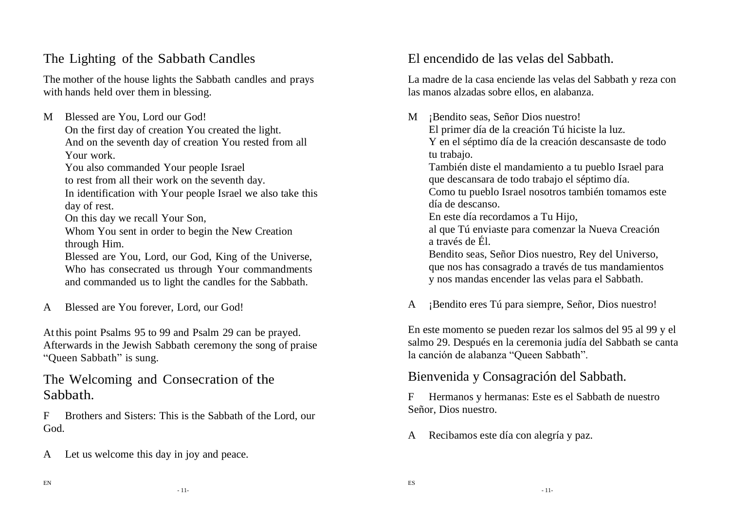## The Lighting of the Sabbath Candles

The mother of the house lights the Sabbath candles and prays with hands held over them in blessing.

M Blessed are You, Lord our God!
On the first day of creation You created the light.
And on the seventh day of creation You rested from all Your work.
You also commanded Your people Israel
to rest from all their work on the seventh day.
In identification with Your people Israel we also take this day of rest.
On this day we recall Your Son,
Whom You sent in order to begin the New Creation through Him.
Blessed are You, Lord, our God, King of the Universe, Who has consecrated us through Your commandments and commanded us to light the candles for the Sabbath.

A Blessed are You forever, Lord, our God!

At this point Psalms 95 to 99 and Psalm 29 can be prayed. Afterwards in the Jewish Sabbath ceremony the song of praise "Queen Sabbath" is sung.

## The Welcoming and Consecration of the Sabbath.

F Brothers and Sisters: This is the Sabbath of the Lord, our God.

A Let us welcome this day in joy and peace.

## El encendido de las velas del Sabbath.

La madre de la casa enciende las velas del Sabbath y reza con las manos alzadas sobre ellos, en alabanza.

M ¡Bendito seas, Señor Dios nuestro!
El primer día de la creación Tú hiciste la luz.
Y en el séptimo día de la creación descansaste de todo tu trabajo.
También diste el mandamiento a tu pueblo Israel para que descansara de todo trabajo el séptimo día.
Como tu pueblo Israel nosotros también tomamos este día de descanso.
En este día recordamos a Tu Hijo,
al que Tú enviaste para comenzar la Nueva Creación a través de Él.
Bendito seas, Señor Dios nuestro, Rey del Universo, que nos has consagrado a través de tus mandamientos y nos mandas encender las velas para el Sabbath.

A ¡Bendito eres Tú para siempre, Señor, Dios nuestro!

En este momento se pueden rezar los salmos del 95 al 99 y el salmo 29. Después en la ceremonia judía del Sabbath se canta la canción de alabanza "Queen Sabbath".

## Bienvenida y Consagración del Sabbath.

F Hermanos y hermanas: Este es el Sabbath de nuestro Señor, Dios nuestro.

A Recibamos este día con alegría y paz.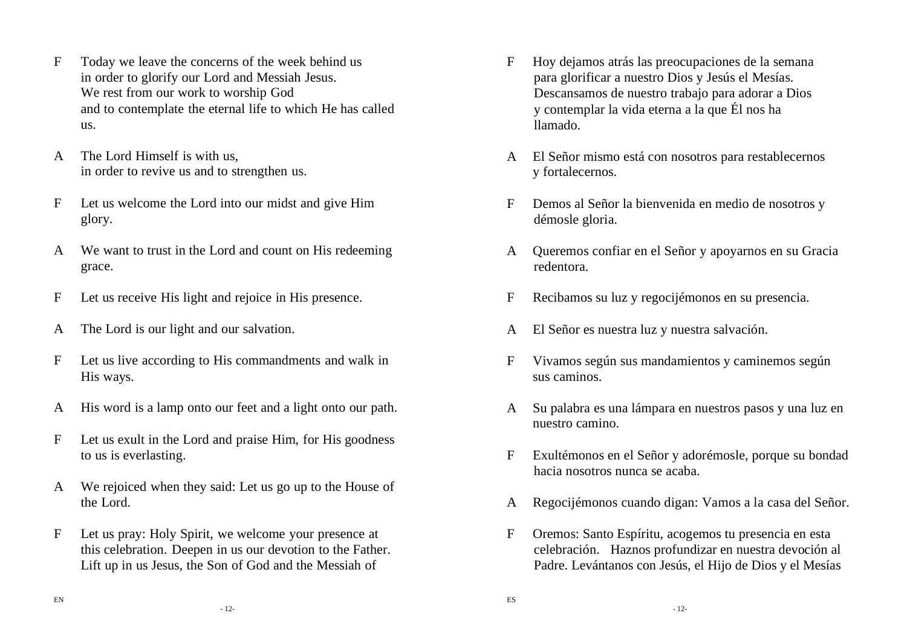F Today we leave the concerns of the week behind us in order to glorify our Lord and Messiah Jesus. We rest from our work to worship God and to contemplate the eternal life to which He has called us.

A The Lord Himself is with us, in order to revive us and to strengthen us.

F Let us welcome the Lord into our midst and give Him glory.

A We want to trust in the Lord and count on His redeeming grace.

F Let us receive His light and rejoice in His presence.

A The Lord is our light and our salvation.

F Let us live according to His commandments and walk in His ways.

A His word is a lamp onto our feet and a light onto our path.

F Let us exult in the Lord and praise Him, for His goodness to us is everlasting.

A We rejoiced when they said: Let us go up to the House of the Lord.

F Let us pray: Holy Spirit, we welcome your presence at this celebration. Deepen in us our devotion to the Father. Lift up in us Jesus, the Son of God and the Messiah of

EN

F Hoy dejamos atrás las preocupaciones de la semana para glorificar a nuestro Dios y Jesús el Mesías. Descansamos de nuestro trabajo para adorar a Dios y contemplar la vida eterna a la que Él nos ha llamado.

A El Señor mismo está con nosotros para restablecernos y fortalecernos.

F Demos al Señor la bienvenida en medio de nosotros y démosle gloria.

A Queremos confiar en el Señor y apoyarnos en su Gracia redentora.

F Recibamos su luz y regocijémonos en su presencia.

A El Señor es nuestra luz y nuestra salvación.

F Vivamos según sus mandamientos y caminemos según sus caminos.

A Su palabra es una lámpara en nuestros pasos y una luz en nuestro camino.

F Exultémonos en el Señor y adorémosle, porque su bondad hacia nosotros nunca se acaba.

A Regocijémonos cuando digan: Vamos a la casa del Señor.

F Oremos: Santo Espíritu, acogemos tu presencia en esta celebración. Haznos profundizar en nuestra devoción al Padre. Levántanos con Jesús, el Hijo de Dios y el Mesías

ES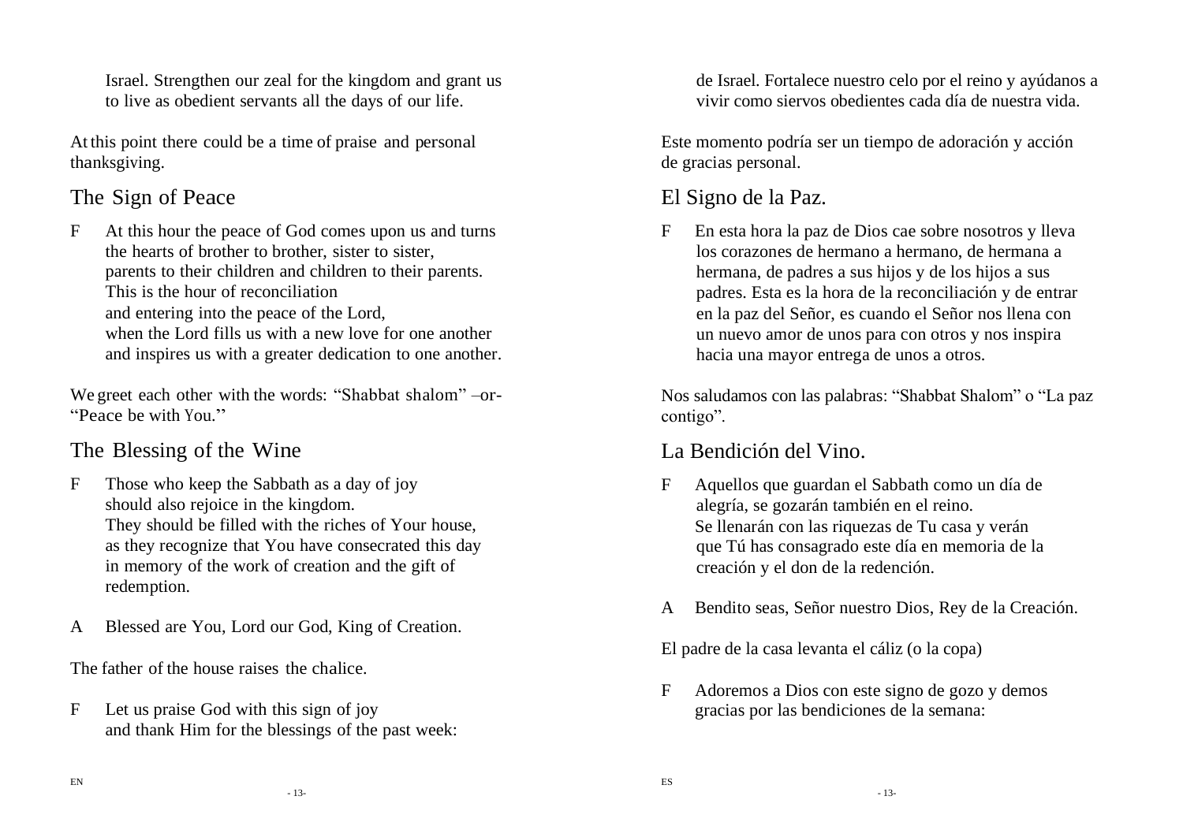Israel. Strengthen our zeal for the kingdom and grant us to live as obedient servants all the days of our life.

At this point there could be a time of praise and personal thanksgiving.

## The Sign of Peace

F At this hour the peace of God comes upon us and turns the hearts of brother to brother, sister to sister, parents to their children and children to their parents. This is the hour of reconciliation and entering into the peace of the Lord, when the Lord fills us with a new love for one another and inspires us with a greater dedication to one another.

We greet each other with the words: "Shabbat shalom" –or- "Peace be with You."

## The Blessing of the Wine

F Those who keep the Sabbath as a day of joy should also rejoice in the kingdom. They should be filled with the riches of Your house, as they recognize that You have consecrated this day in memory of the work of creation and the gift of redemption.

A Blessed are You, Lord our God, King of Creation.

The father of the house raises the chalice.

F Let us praise God with this sign of joy and thank Him for the blessings of the past week:

de Israel. Fortalece nuestro celo por el reino y ayúdanos a vivir como siervos obedientes cada día de nuestra vida.

Este momento podría ser un tiempo de adoración y acción de gracias personal.

## El Signo de la Paz.

F En esta hora la paz de Dios cae sobre nosotros y lleva los corazones de hermano a hermano, de hermana a hermana, de padres a sus hijos y de los hijos a sus padres. Esta es la hora de la reconciliación y de entrar en la paz del Señor, es cuando el Señor nos llena con un nuevo amor de unos para con otros y nos inspira hacia una mayor entrega de unos a otros.

Nos saludamos con las palabras: "Shabbat Shalom" o "La paz contigo".

## La Bendición del Vino.

F Aquellos que guardan el Sabbath como un día de alegría, se gozarán también en el reino. Se llenarán con las riquezas de Tu casa y verán que Tú has consagrado este día en memoria de la creación y el don de la redención.

A Bendito seas, Señor nuestro Dios, Rey de la Creación.

El padre de la casa levanta el cáliz (o la copa)

F Adoremos a Dios con este signo de gozo y demos gracias por las bendiciones de la semana: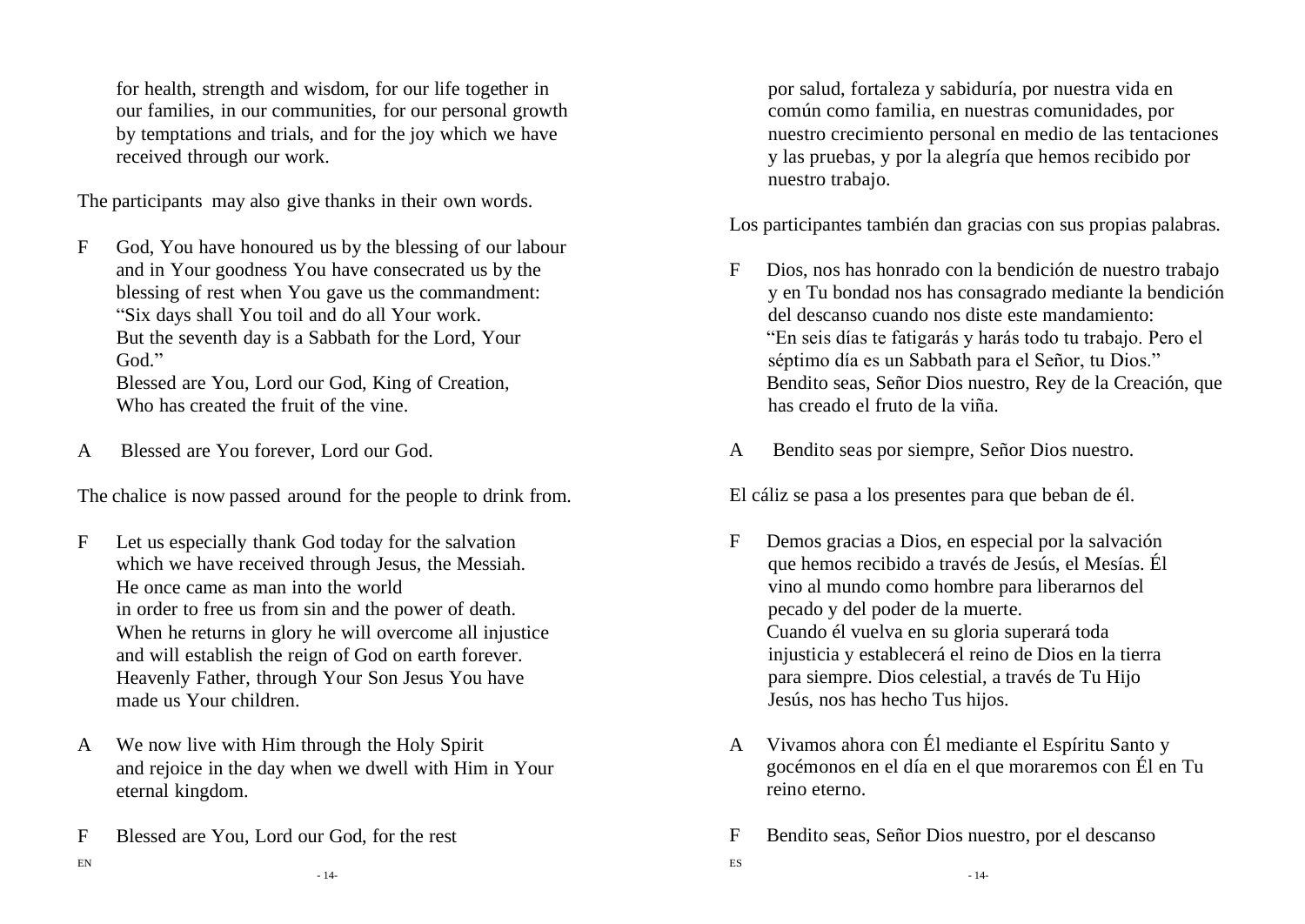for health, strength and wisdom, for our life together in our families, in our communities, for our personal growth by temptations and trials, and for the joy which we have received through our work.

The participants may also give thanks in their own words.

F God, You have honoured us by the blessing of our labour and in Your goodness You have consecrated us by the blessing of rest when You gave us the commandment: "Six days shall You toil and do all Your work. But the seventh day is a Sabbath for the Lord, Your God."
Blessed are You, Lord our God, King of Creation, Who has created the fruit of the vine.

A Blessed are You forever, Lord our God.

The chalice is now passed around for the people to drink from.

F Let us especially thank God today for the salvation which we have received through Jesus, the Messiah. He once came as man into the world in order to free us from sin and the power of death. When he returns in glory he will overcome all injustice and will establish the reign of God on earth forever. Heavenly Father, through Your Son Jesus You have made us Your children.

A We now live with Him through the Holy Spirit and rejoice in the day when we dwell with Him in Your eternal kingdom.

F Blessed are You, Lord our God, for the rest

EN

por salud, fortaleza y sabiduría, por nuestra vida en común como familia, en nuestras comunidades, por nuestro crecimiento personal en medio de las tentaciones y las pruebas, y por la alegría que hemos recibido por nuestro trabajo.

Los participantes también dan gracias con sus propias palabras.

F Dios, nos has honrado con la bendición de nuestro trabajo y en Tu bondad nos has consagrado mediante la bendición del descanso cuando nos diste este mandamiento: "En seis días te fatigarás y harás todo tu trabajo. Pero el séptimo día es un Sabbath para el Señor, tu Dios."
Bendito seas, Señor Dios nuestro, Rey de la Creación, que has creado el fruto de la viña.

A Bendito seas por siempre, Señor Dios nuestro.

El cáliz se pasa a los presentes para que beban de él.

F Demos gracias a Dios, en especial por la salvación que hemos recibido a través de Jesús, el Mesías. Él vino al mundo como hombre para liberarnos del pecado y del poder de la muerte.
Cuando él vuelva en su gloria superará toda injusticia y establecerá el reino de Dios en la tierra para siempre. Dios celestial, a través de Tu Hijo Jesús, nos has hecho Tus hijos.

A Vivamos ahora con Él mediante el Espíritu Santo y gocémonos en el día en el que moraremos con Él en Tu reino eterno.

F Bendito seas, Señor Dios nuestro, por el descanso

ES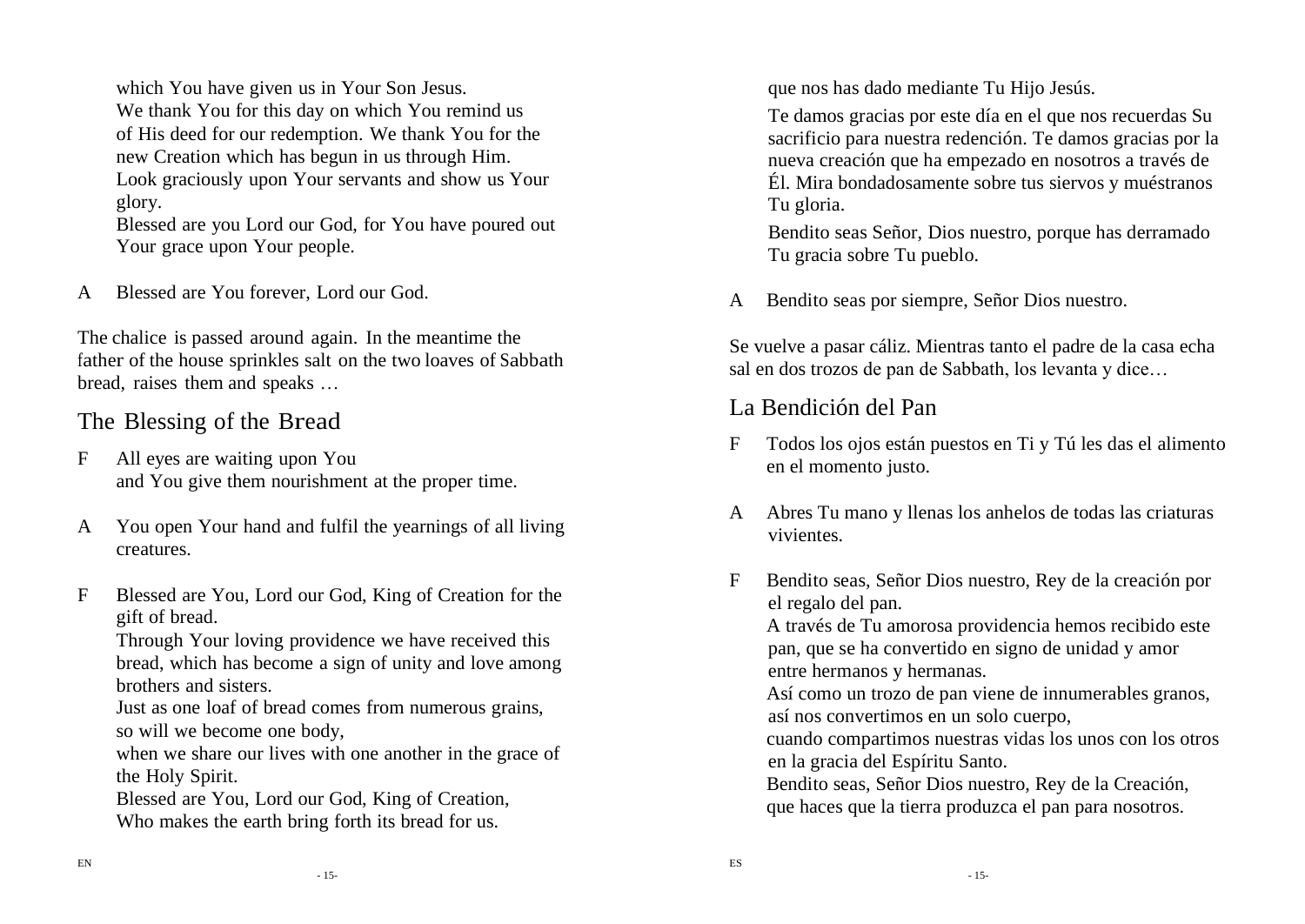which You have given us in Your Son Jesus.
We thank You for this day on which You remind us of His deed for our redemption. We thank You for the new Creation which has begun in us through Him. Look graciously upon Your servants and show us Your glory.
Blessed are you Lord our God, for You have poured out Your grace upon Your people.

A Blessed are You forever, Lord our God.

The chalice is passed around again. In the meantime the father of the house sprinkles salt on the two loaves of Sabbath bread, raises them and speaks …

## The Blessing of the Bread

F All eyes are waiting upon You
and You give them nourishment at the proper time.

A You open Your hand and fulfil the yearnings of all living creatures.

F Blessed are You, Lord our God, King of Creation for the gift of bread.
Through Your loving providence we have received this bread, which has become a sign of unity and love among brothers and sisters.
Just as one loaf of bread comes from numerous grains, so will we become one body,
when we share our lives with one another in the grace of the Holy Spirit.
Blessed are You, Lord our God, King of Creation,
Who makes the earth bring forth its bread for us.

que nos has dado mediante Tu Hijo Jesús.

Te damos gracias por este día en el que nos recuerdas Su sacrificio para nuestra redención. Te damos gracias por la nueva creación que ha empezado en nosotros a través de Él. Mira bondadosamente sobre tus siervos y muéstranos Tu gloria.

Bendito seas Señor, Dios nuestro, porque has derramado Tu gracia sobre Tu pueblo.

A Bendito seas por siempre, Señor Dios nuestro.

Se vuelve a pasar cáliz. Mientras tanto el padre de la casa echa sal en dos trozos de pan de Sabbath, los levanta y dice…

## La Bendición del Pan

F Todos los ojos están puestos en Ti y Tú les das el alimento en el momento justo.

A Abres Tu mano y llenas los anhelos de todas las criaturas vivientes.

F Bendito seas, Señor Dios nuestro, Rey de la creación por el regalo del pan.
A través de Tu amorosa providencia hemos recibido este pan, que se ha convertido en signo de unidad y amor entre hermanos y hermanas.
Así como un trozo de pan viene de innumerables granos, así nos convertimos en un solo cuerpo,
cuando compartimos nuestras vidas los unos con los otros en la gracia del Espíritu Santo.
Bendito seas, Señor Dios nuestro, Rey de la Creación, que haces que la tierra produzca el pan para nosotros.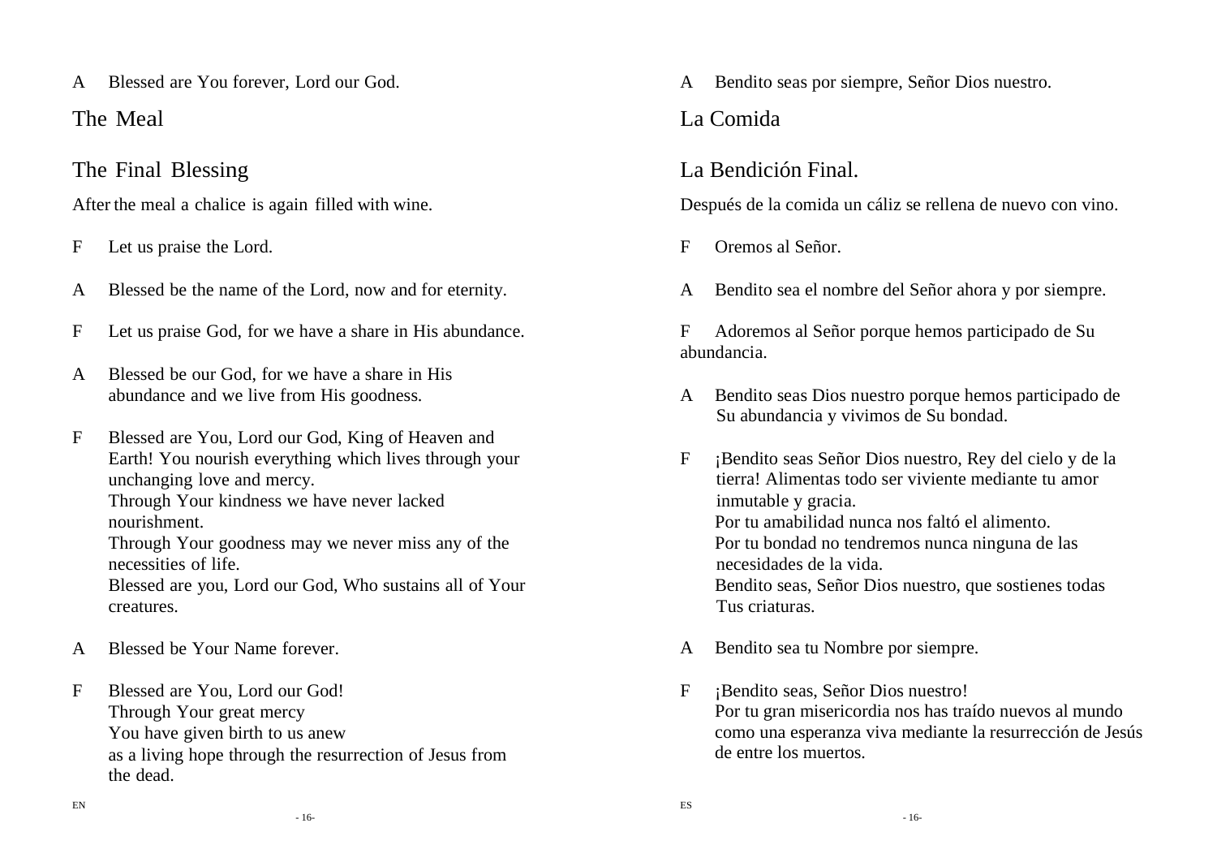A Blessed are You forever, Lord our God.

## The Meal

## The Final Blessing

After the meal a chalice is again filled with wine.

F Let us praise the Lord.

A Blessed be the name of the Lord, now and for eternity.

F Let us praise God, for we have a share in His abundance.

A Blessed be our God, for we have a share in His abundance and we live from His goodness.

F Blessed are You, Lord our God, King of Heaven and Earth! You nourish everything which lives through your unchanging love and mercy.
Through Your kindness we have never lacked nourishment.
Through Your goodness may we never miss any of the necessities of life.
Blessed are you, Lord our God, Who sustains all of Your creatures.

A Blessed be Your Name forever.

F Blessed are You, Lord our God!
Through Your great mercy
You have given birth to us anew
as a living hope through the resurrection of Jesus from the dead.

A Bendito seas por siempre, Señor Dios nuestro.

## La Comida

## La Bendición Final.

Después de la comida un cáliz se rellena de nuevo con vino.

F Oremos al Señor.

A Bendito sea el nombre del Señor ahora y por siempre.

F Adoremos al Señor porque hemos participado de Su abundancia.

A Bendito seas Dios nuestro porque hemos participado de Su abundancia y vivimos de Su bondad.

F ¡Bendito seas Señor Dios nuestro, Rey del cielo y de la tierra! Alimentas todo ser viviente mediante tu amor inmutable y gracia.
Por tu amabilidad nunca nos faltó el alimento.
Por tu bondad no tendremos nunca ninguna de las necesidades de la vida.
Bendito seas, Señor Dios nuestro, que sostienes todas Tus criaturas.

A Bendito sea tu Nombre por siempre.

F ¡Bendito seas, Señor Dios nuestro!
Por tu gran misericordia nos has traído nuevos al mundo como una esperanza viva mediante la resurrección de Jesús de entre los muertos.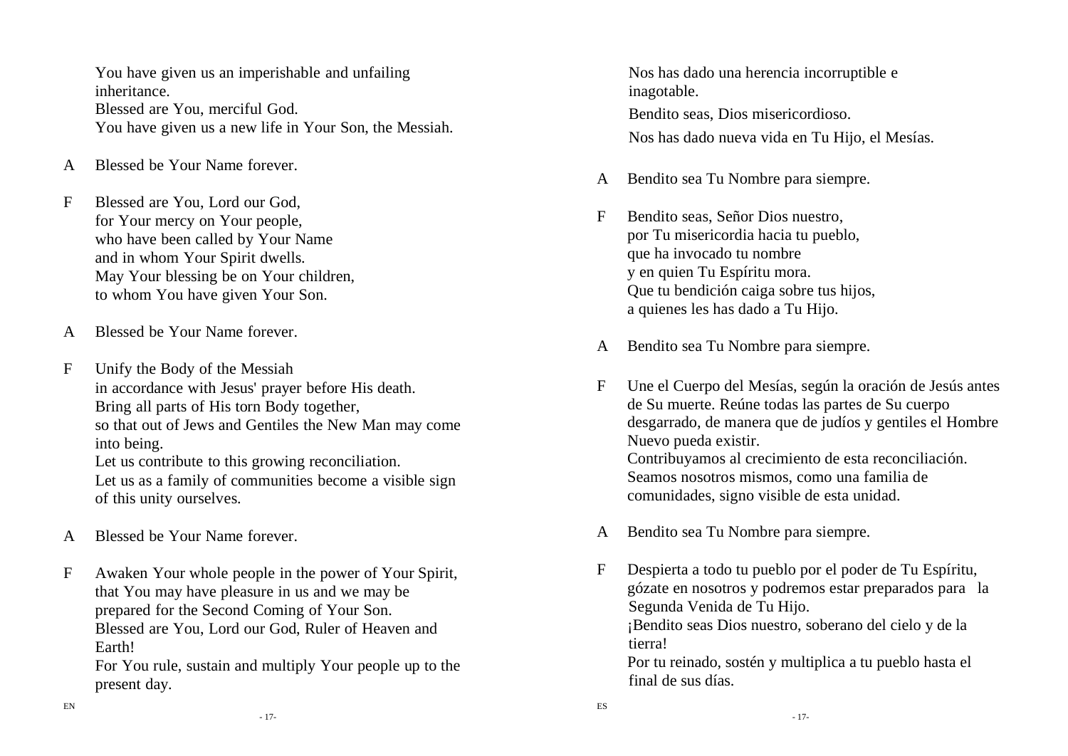You have given us an imperishable and unfailing inheritance.
Blessed are You, merciful God.
You have given us a new life in Your Son, the Messiah.

A  Blessed be Your Name forever.

F  Blessed are You, Lord our God,
for Your mercy on Your people,
who have been called by Your Name
and in whom Your Spirit dwells.
May Your blessing be on Your children,
to whom You have given Your Son.

A  Blessed be Your Name forever.

F  Unify the Body of the Messiah
in accordance with Jesus' prayer before His death.
Bring all parts of His torn Body together,
so that out of Jews and Gentiles the New Man may come into being.
Let us contribute to this growing reconciliation.
Let us as a family of communities become a visible sign of this unity ourselves.

A  Blessed be Your Name forever.

F  Awaken Your whole people in the power of Your Spirit, that You may have pleasure in us and we may be prepared for the Second Coming of Your Son.
Blessed are You, Lord our God, Ruler of Heaven and Earth!
For You rule, sustain and multiply Your people up to the present day.

Nos has dado una herencia incorruptible e inagotable.
Bendito seas, Dios misericordioso.
Nos has dado nueva vida en Tu Hijo, el Mesías.

A  Bendito sea Tu Nombre para siempre.

F  Bendito seas, Señor Dios nuestro,
por Tu misericordia hacia tu pueblo,
que ha invocado tu nombre
y en quien Tu Espíritu mora.
Que tu bendición caiga sobre tus hijos,
a quienes les has dado a Tu Hijo.

A  Bendito sea Tu Nombre para siempre.

F  Une el Cuerpo del Mesías, según la oración de Jesús antes de Su muerte. Reúne todas las partes de Su cuerpo desgarrado, de manera que de judíos y gentiles el Hombre Nuevo pueda existir.
Contribuyamos al crecimiento de esta reconciliación.
Seamos nosotros mismos, como una familia de comunidades, signo visible de esta unidad.

A  Bendito sea Tu Nombre para siempre.

F  Despierta a todo tu pueblo por el poder de Tu Espíritu, gózate en nosotros y podremos estar preparados para la Segunda Venida de Tu Hijo.
¡Bendito seas Dios nuestro, soberano del cielo y de la tierra!
Por tu reinado, sostén y multiplica a tu pueblo hasta el final de sus días.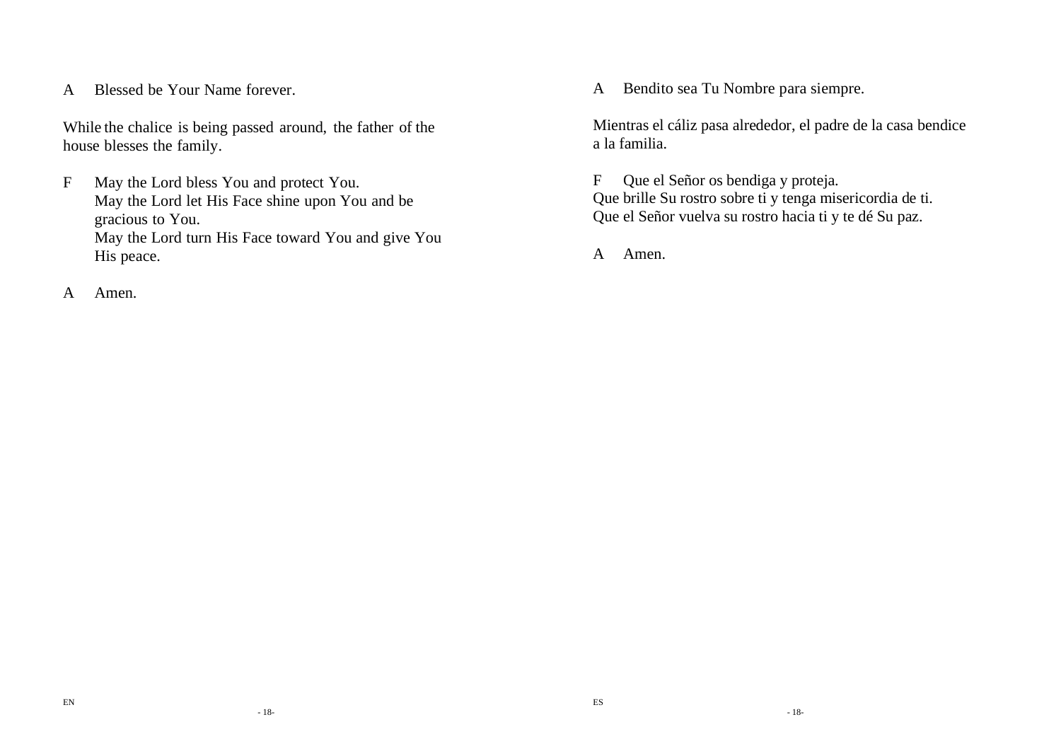A Blessed be Your Name forever.

While the chalice is being passed around, the father of the house blesses the family.

F May the Lord bless You and protect You.
May the Lord let His Face shine upon You and be gracious to You.
May the Lord turn His Face toward You and give You His peace.

A Amen.

A Bendito sea Tu Nombre para siempre.

Mientras el cáliz pasa alrededor, el padre de la casa bendice a la familia.

F Que el Señor os bendiga y proteja.
Que brille Su rostro sobre ti y tenga misericordia de ti.
Que el Señor vuelva su rostro hacia ti y te dé Su paz.

A Amen.